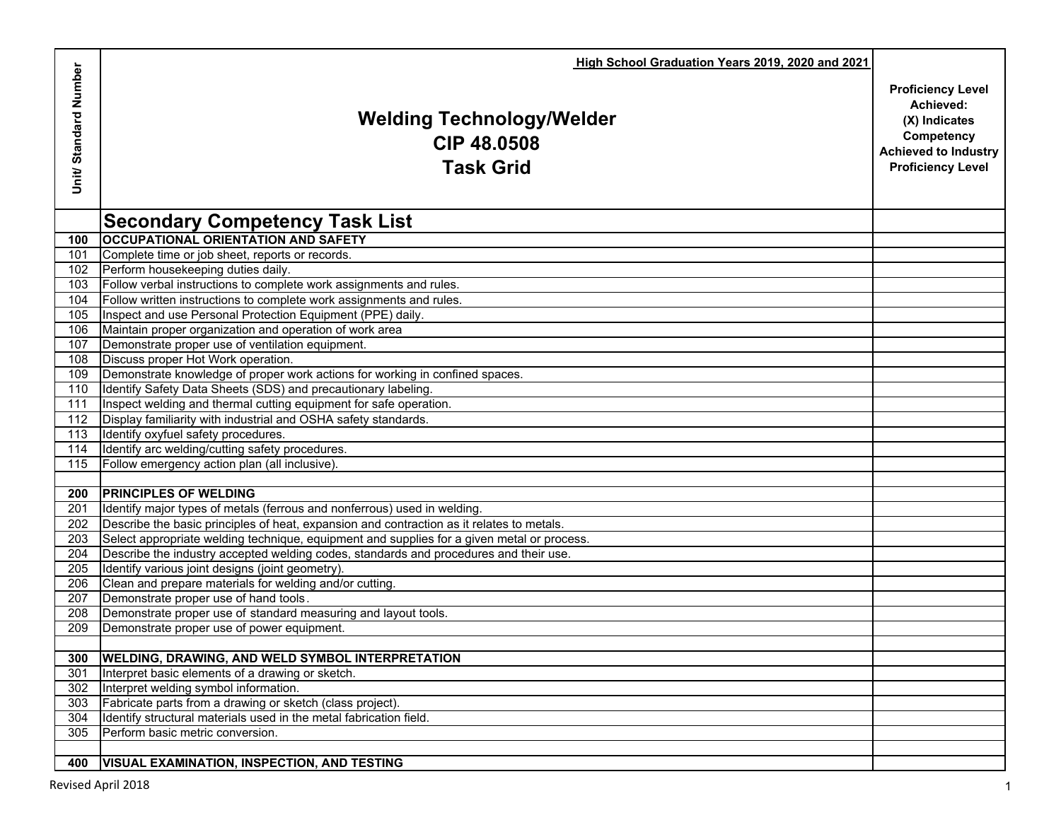| Unit/ Standard Number | High School Graduation Years 2019, 2020 and 2021<br><br>**Welding Technology/Welder**<br>**CIP 48.0508**<br>**Task Grid** | **Proficiency Level Achieved: (X) Indicates Competency Achieved to Industry Proficiency Level** |
|---|---|---|
| | **Secondary Competency Task List** | |
| **100** | **OCCUPATIONAL ORIENTATION AND SAFETY** | |
| 101 | Complete time or job sheet, reports or records. | |
| 102 | Perform housekeeping duties daily. | |
| 103 | Follow verbal instructions to complete work assignments and rules. | |
| 104 | Follow written instructions to complete work assignments and rules. | |
| 105 | Inspect and use Personal Protection Equipment (PPE) daily. | |
| 106 | Maintain proper organization and operation of work area | |
| 107 | Demonstrate proper use of ventilation equipment. | |
| 108 | Discuss proper Hot Work operation. | |
| 109 | Demonstrate knowledge of proper work actions for working in confined spaces. | |
| 110 | Identify Safety Data Sheets (SDS) and precautionary labeling. | |
| 111 | Inspect welding and thermal cutting equipment for safe operation. | |
| 112 | Display familiarity with industrial and OSHA safety standards. | |
| 113 | Identify oxyfuel safety procedures. | |
| 114 | Identify arc welding/cutting safety procedures. | |
| 115 | Follow emergency action plan (all inclusive). | |
| | | |
| **200** | **PRINCIPLES OF WELDING** | |
| 201 | Identify major types of metals (ferrous and nonferrous) used in welding. | |
| 202 | Describe the basic principles of heat, expansion and contraction as it relates to metals. | |
| 203 | Select appropriate welding technique, equipment and supplies for a given metal or process. | |
| 204 | Describe the industry accepted welding codes, standards and procedures and their use. | |
| 205 | Identify various joint designs (joint geometry). | |
| 206 | Clean and prepare materials for welding and/or cutting. | |
| 207 | Demonstrate proper use of hand tools. | |
| 208 | Demonstrate proper use of standard measuring and layout tools. | |
| 209 | Demonstrate proper use of power equipment. | |
| | | |
| **300** | **WELDING, DRAWING, AND WELD SYMBOL INTERPRETATION** | |
| 301 | Interpret basic elements of a drawing or sketch. | |
| 302 | Interpret welding symbol information. | |
| 303 | Fabricate parts from a drawing or sketch (class project). | |
| 304 | Identify structural materials used in the metal fabrication field. | |
| 305 | Perform basic metric conversion. | |
| | | |
| **400** | **VISUAL EXAMINATION, INSPECTION, AND TESTING** | |

Revised April 2018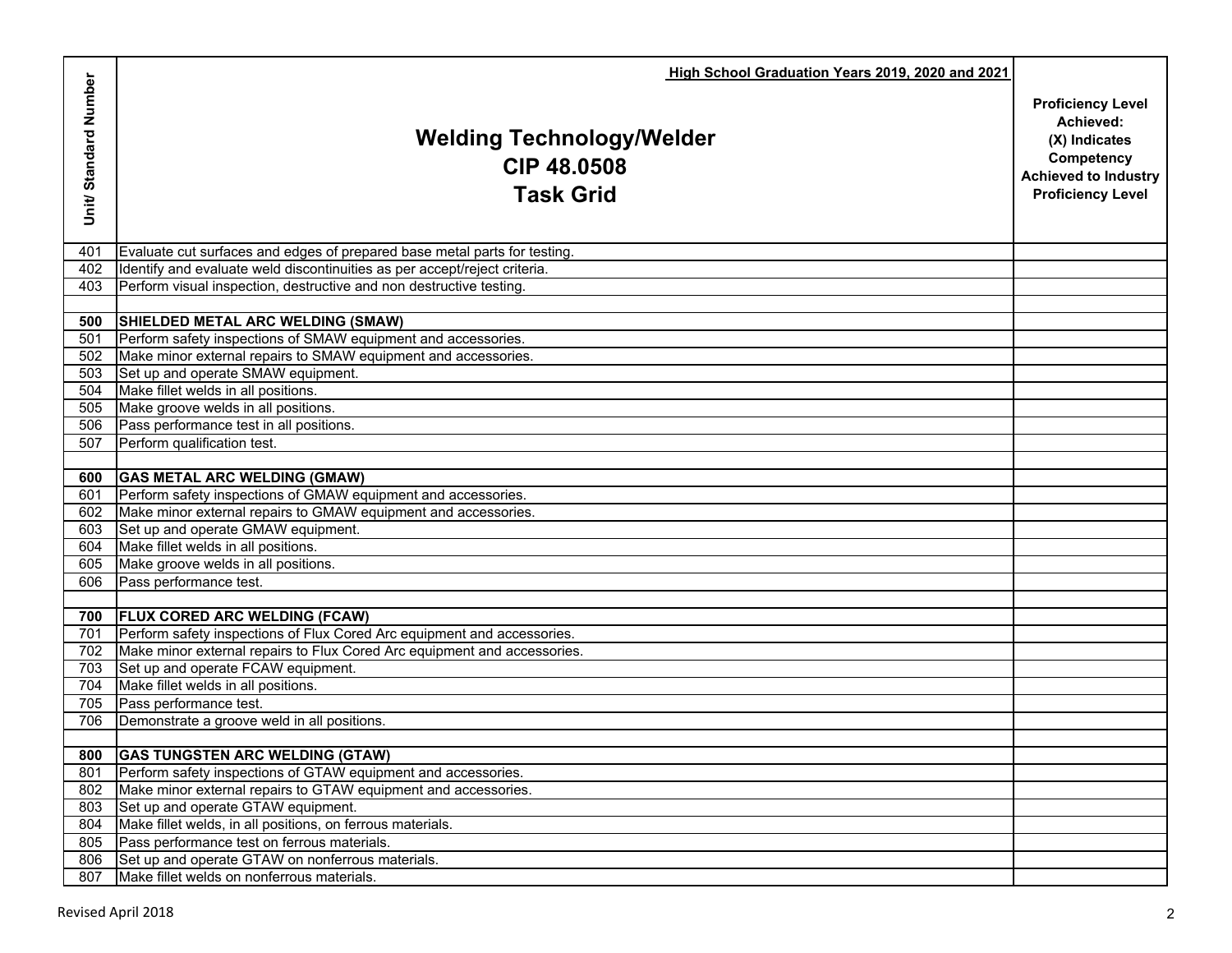| Unit/ Standard Number | High School Graduation Years 2019, 2020 and 2021<br>**Welding Technology/Welder**<br>**CIP 48.0508**<br>**Task Grid** | Proficiency Level Achieved: (X) Indicates Competency Achieved to Industry Proficiency Level |
|---|---|---|
| 401 | Evaluate cut surfaces and edges of prepared base metal parts for testing. | |
| 402 | Identify and evaluate weld discontinuities as per accept/reject criteria. | |
| 403 | Perform visual inspection, destructive and non destructive testing. | |
| | | |
| **500** | **SHIELDED METAL ARC WELDING (SMAW)** | |
| 501 | Perform safety inspections of SMAW equipment and accessories. | |
| 502 | Make minor external repairs to SMAW equipment and accessories. | |
| 503 | Set up and operate SMAW equipment. | |
| 504 | Make fillet welds in all positions. | |
| 505 | Make groove welds in all positions. | |
| 506 | Pass performance test in all positions. | |
| 507 | Perform qualification test. | |
| | | |
| **600** | **GAS METAL ARC WELDING (GMAW)** | |
| 601 | Perform safety inspections of GMAW equipment and accessories. | |
| 602 | Make minor external repairs to GMAW equipment and accessories. | |
| 603 | Set up and operate GMAW equipment. | |
| 604 | Make fillet welds in all positions. | |
| 605 | Make groove welds in all positions. | |
| 606 | Pass performance test. | |
| | | |
| **700** | **FLUX CORED ARC WELDING (FCAW)** | |
| 701 | Perform safety inspections of Flux Cored Arc equipment and accessories. | |
| 702 | Make minor external repairs to Flux Cored Arc equipment and accessories. | |
| 703 | Set up and operate FCAW equipment. | |
| 704 | Make fillet welds in all positions. | |
| 705 | Pass performance test. | |
| 706 | Demonstrate a groove weld in all positions. | |
| | | |
| **800** | **GAS TUNGSTEN ARC WELDING (GTAW)** | |
| 801 | Perform safety inspections of GTAW equipment and accessories. | |
| 802 | Make minor external repairs to GTAW equipment and accessories. | |
| 803 | Set up and operate GTAW equipment. | |
| 804 | Make fillet welds, in all positions, on ferrous materials. | |
| 805 | Pass performance test on ferrous materials. | |
| 806 | Set up and operate GTAW on nonferrous materials. | |
| 807 | Make fillet welds on nonferrous materials. | |

Revised April 2018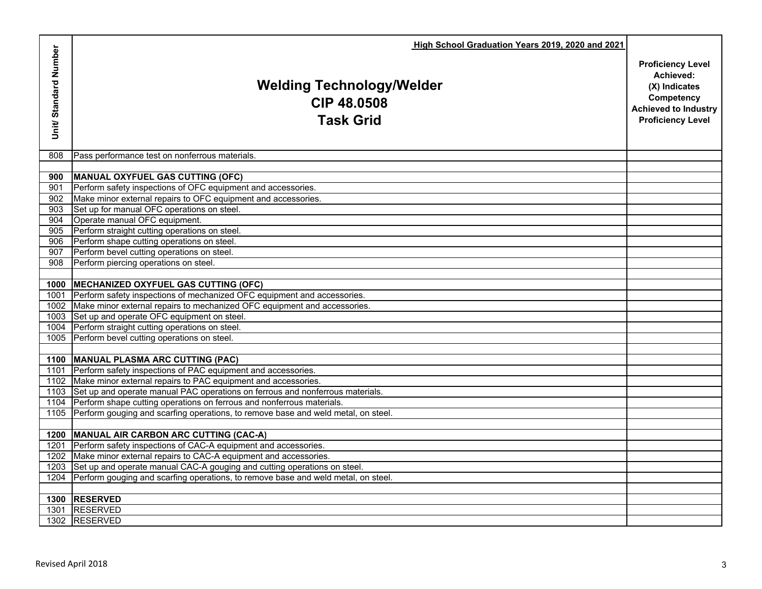| Unit/ Standard Number | High School Graduation Years 2019, 2020 and 2021<br>**Welding Technology/Welder**<br>**CIP 48.0508**<br>**Task Grid** | **Proficiency Level Achieved: (X) Indicates Competency Achieved to Industry Proficiency Level** |
|---|---|---|
| 808 | Pass performance test on nonferrous materials. | |
| | | |
| **900** | **MANUAL OXYFUEL GAS CUTTING (OFC)** | |
| 901 | Perform safety inspections of OFC equipment and accessories. | |
| 902 | Make minor external repairs to OFC equipment and accessories. | |
| 903 | Set up for manual OFC operations on steel. | |
| 904 | Operate manual OFC equipment. | |
| 905 | Perform straight cutting operations on steel. | |
| 906 | Perform shape cutting operations on steel. | |
| 907 | Perform bevel cutting operations on steel. | |
| 908 | Perform piercing operations on steel. | |
| | | |
| **1000** | **MECHANIZED OXYFUEL GAS CUTTING (OFC)** | |
| 1001 | Perform safety inspections of mechanized OFC equipment and accessories. | |
| 1002 | Make minor external repairs to mechanized OFC equipment and accessories. | |
| 1003 | Set up and operate OFC equipment on steel. | |
| 1004 | Perform straight cutting operations on steel. | |
| 1005 | Perform bevel cutting operations on steel. | |
| | | |
| **1100** | **MANUAL PLASMA ARC CUTTING (PAC)** | |
| 1101 | Perform safety inspections of PAC equipment and accessories. | |
| 1102 | Make minor external repairs to PAC equipment and accessories. | |
| 1103 | Set up and operate manual PAC operations on ferrous and nonferrous materials. | |
| 1104 | Perform shape cutting operations on ferrous and nonferrous materials. | |
| 1105 | Perform gouging and scarfing operations, to remove base and weld metal, on steel. | |
| | | |
| **1200** | **MANUAL AIR CARBON ARC CUTTING (CAC-A)** | |
| 1201 | Perform safety inspections of CAC-A equipment and accessories. | |
| 1202 | Make minor external repairs to CAC-A equipment and accessories. | |
| 1203 | Set up and operate manual CAC-A gouging and cutting operations on steel. | |
| 1204 | Perform gouging and scarfing operations, to remove base and weld metal, on steel. | |
| | | |
| **1300** | **RESERVED** | |
| 1301 | RESERVED | |
| 1302 | RESERVED | |

Revised April 2018